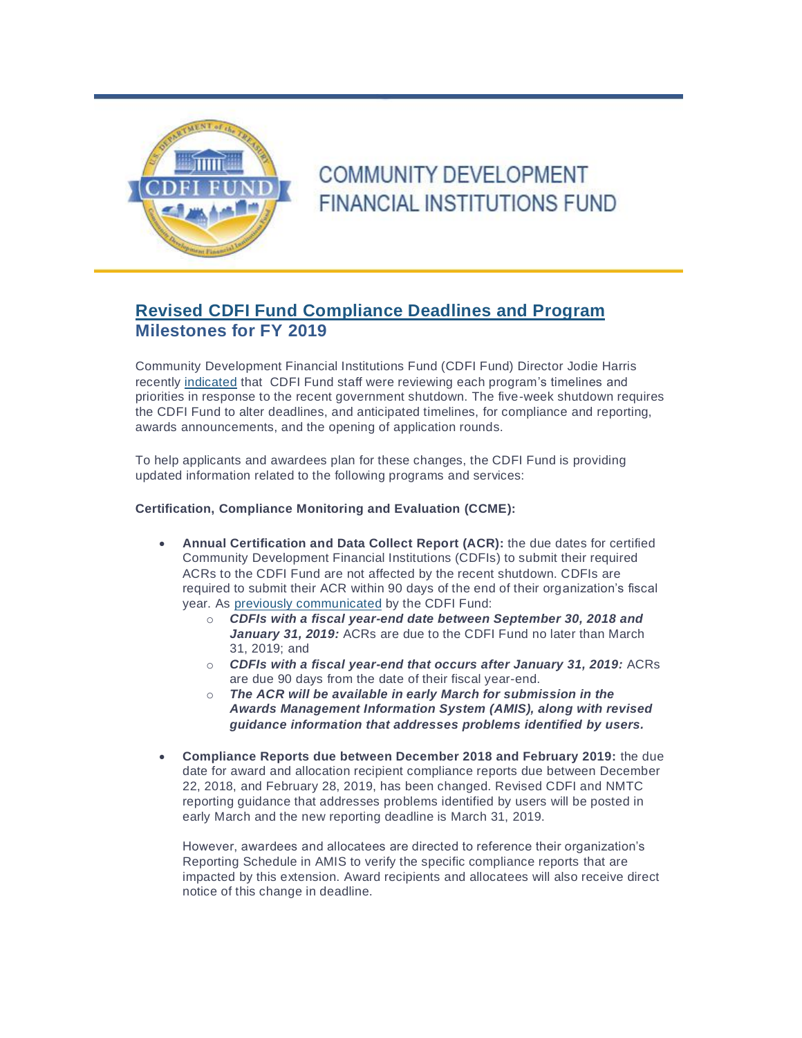COMMUNITY DEVELOPMENT FINANCIAL INSTITUTIONS FUND

## Revised CDFI Fund Compliance Deadlines and Program Milestones for FY 2019

Community Development Financial Institutions Fund (CDFI Fund) Director Jodie Harris recently indicated that CDFI Fund staff were reviewing each program's timelines and priorities in response to the recent government shutdown. The five-week shutdown requires the CDFI Fund to alter deadlines, and anticipated timelines, for compliance and reporting, awards announcements, and the opening of application rounds.

To help applicants and awardees plan for these changes, the CDFI Fund is providing updated information related to the following programs and services:

**Certification, Compliance Monitoring and Evaluation (CCME):**

- **Annual Certification and Data Collect Report (ACR):** the due dates for certified Community Development Financial Institutions (CDFIs) to submit their required ACRs to the CDFI Fund are not affected by the recent shutdown. CDFIs are required to submit their ACR within 90 days of the end of their organization's fiscal year. As previously communicated by the CDFI Fund:
    - ***CDFIs with a fiscal year-end date between September 30, 2018 and January 31, 2019:*** ACRs are due to the CDFI Fund no later than March 31, 2019; and
    - ***CDFIs with a fiscal year-end that occurs after January 31, 2019:*** ACRs are due 90 days from the date of their fiscal year-end.
    - ***The ACR will be available in early March for submission in the Awards Management Information System (AMIS), along with revised guidance information that addresses problems identified by users.***

- **Compliance Reports due between December 2018 and February 2019:** the due date for award and allocation recipient compliance reports due between December 22, 2018, and February 28, 2019, has been changed. Revised CDFI and NMTC reporting guidance that addresses problems identified by users will be posted in early March and the new reporting deadline is March 31, 2019.

  However, awardees and allocatees are directed to reference their organization's Reporting Schedule in AMIS to verify the specific compliance reports that are impacted by this extension. Award recipients and allocatees will also receive direct notice of this change in deadline.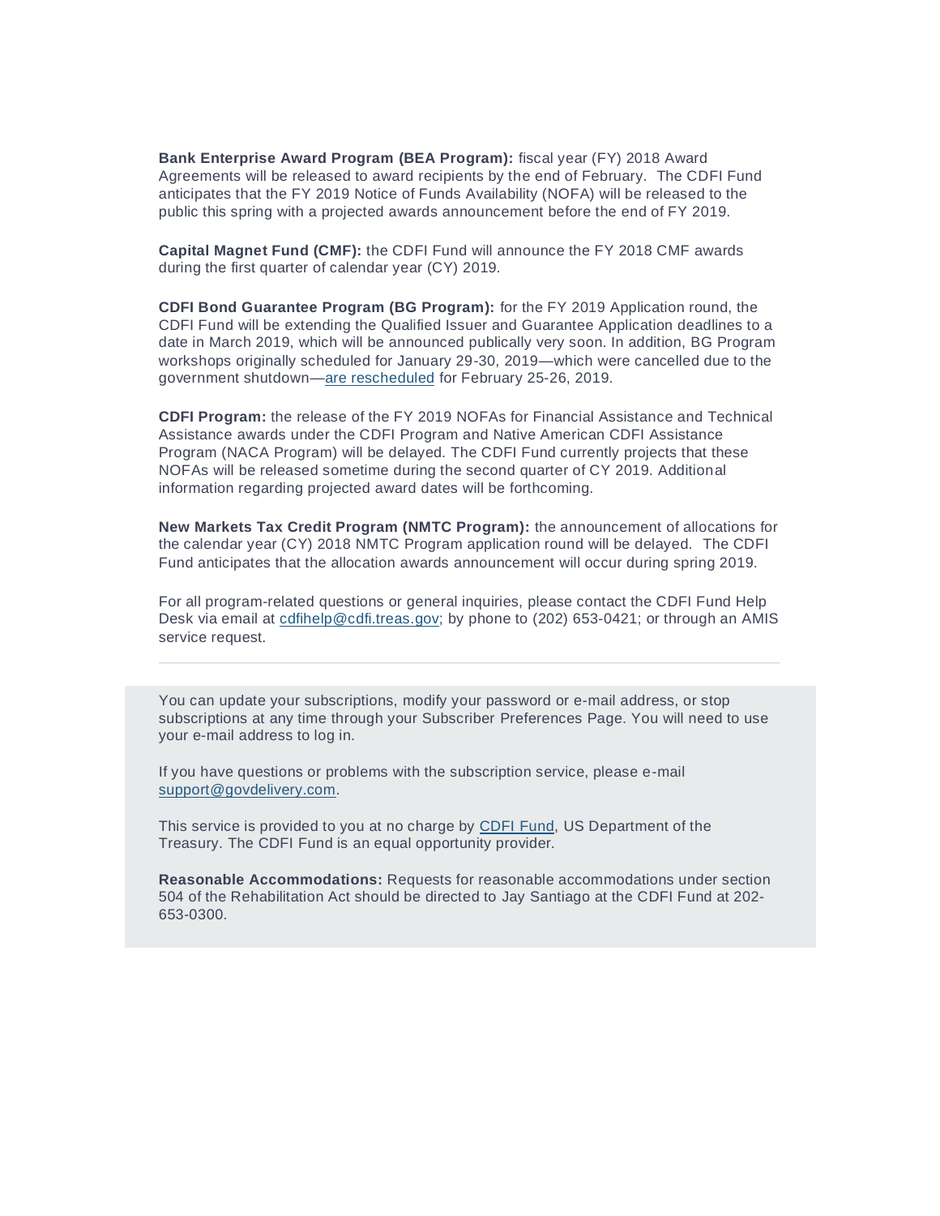**Bank Enterprise Award Program (BEA Program):** fiscal year (FY) 2018 Award Agreements will be released to award recipients by the end of February. The CDFI Fund anticipates that the FY 2019 Notice of Funds Availability (NOFA) will be released to the public this spring with a projected awards announcement before the end of FY 2019.

**Capital Magnet Fund (CMF):** the CDFI Fund will announce the FY 2018 CMF awards during the first quarter of calendar year (CY) 2019.

**CDFI Bond Guarantee Program (BG Program):** for the FY 2019 Application round, the CDFI Fund will be extending the Qualified Issuer and Guarantee Application deadlines to a date in March 2019, which will be announced publically very soon. In addition, BG Program workshops originally scheduled for January 29-30, 2019—which were cancelled due to the government shutdown—are rescheduled for February 25-26, 2019.

**CDFI Program:** the release of the FY 2019 NOFAs for Financial Assistance and Technical Assistance awards under the CDFI Program and Native American CDFI Assistance Program (NACA Program) will be delayed. The CDFI Fund currently projects that these NOFAs will be released sometime during the second quarter of CY 2019. Additional information regarding projected award dates will be forthcoming.

**New Markets Tax Credit Program (NMTC Program):** the announcement of allocations for the calendar year (CY) 2018 NMTC Program application round will be delayed. The CDFI Fund anticipates that the allocation awards announcement will occur during spring 2019.

For all program-related questions or general inquiries, please contact the CDFI Fund Help Desk via email at cdfihelp@cdfi.treas.gov; by phone to (202) 653-0421; or through an AMIS service request.

---

You can update your subscriptions, modify your password or e-mail address, or stop subscriptions at any time through your Subscriber Preferences Page. You will need to use your e-mail address to log in.

If you have questions or problems with the subscription service, please e-mail support@govdelivery.com.

This service is provided to you at no charge by CDFI Fund, US Department of the Treasury. The CDFI Fund is an equal opportunity provider.

**Reasonable Accommodations:** Requests for reasonable accommodations under section 504 of the Rehabilitation Act should be directed to Jay Santiago at the CDFI Fund at 202-653-0300.